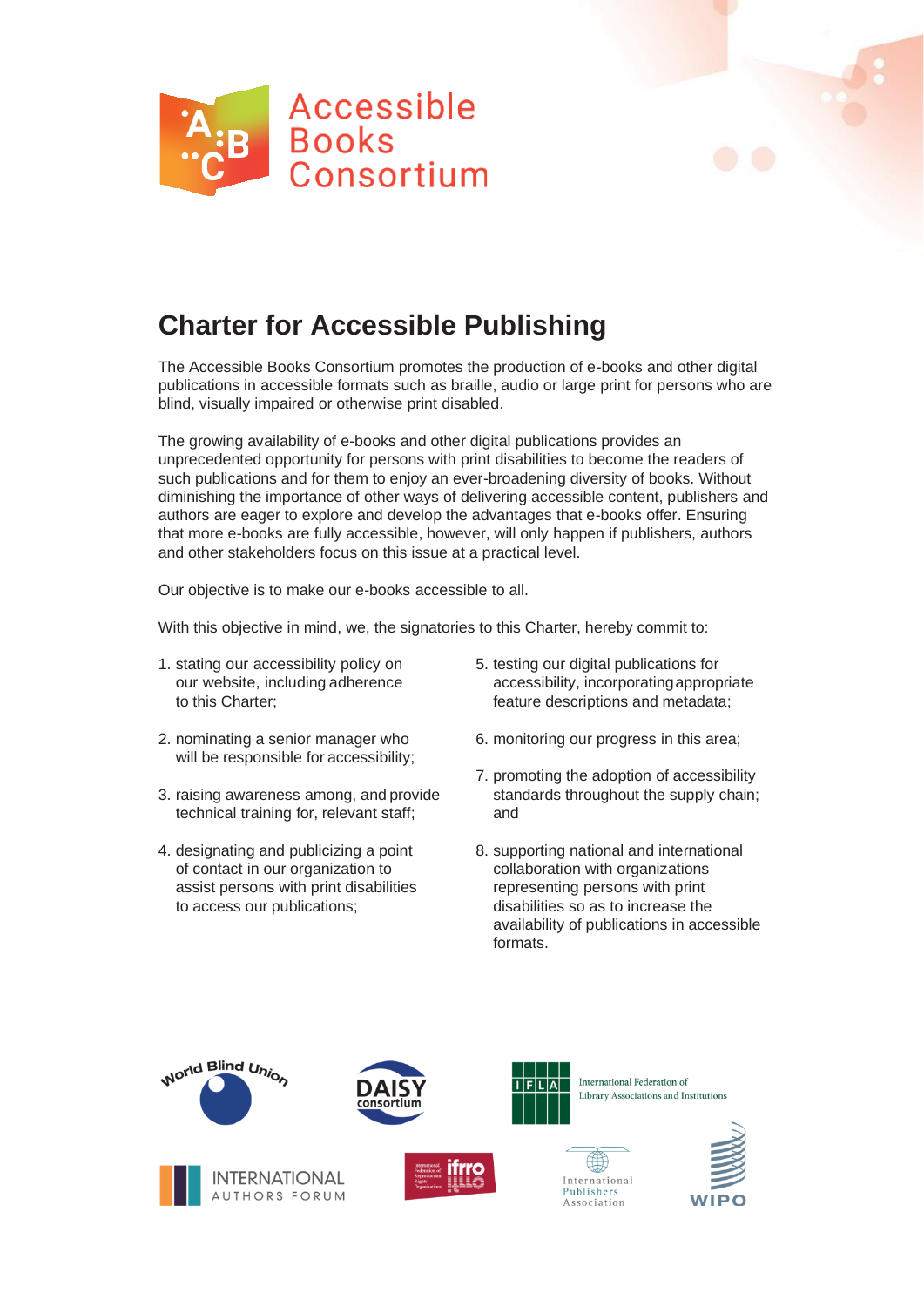Accessible Books Consortium

# Charter for Accessible Publishing

The Accessible Books Consortium promotes the production of e-books and other digital publications in accessible formats such as braille, audio or large print for persons who are blind, visually impaired or otherwise print disabled.

The growing availability of e-books and other digital publications provides an unprecedented opportunity for persons with print disabilities to become the readers of such publications and for them to enjoy an ever-broadening diversity of books. Without diminishing the importance of other ways of delivering accessible content, publishers and authors are eager to explore and develop the advantages that e-books offer. Ensuring that more e-books are fully accessible, however, will only happen if publishers, authors and other stakeholders focus on this issue at a practical level.

Our objective is to make our e-books accessible to all.

With this objective in mind, we, the signatories to this Charter, hereby commit to:

1. stating our accessibility policy on our website, including adherence to this Charter;
2. nominating a senior manager who will be responsible for accessibility;
3. raising awareness among, and provide technical training for, relevant staff;
4. designating and publicizing a point of contact in our organization to assist persons with print disabilities to access our publications;
5. testing our digital publications for accessibility, incorporating appropriate feature descriptions and metadata;
6. monitoring our progress in this area;
7. promoting the adoption of accessibility standards throughout the supply chain; and
8. supporting national and international collaboration with organizations representing persons with print disabilities so as to increase the availability of publications in accessible formats.

World Blind Union

DAISY consortium

IFLA International Federation of Library Associations and Institutions

International Authors Forum

ifrro International Federation of Reproduction Rights Organisations

International Publishers Association

WIPO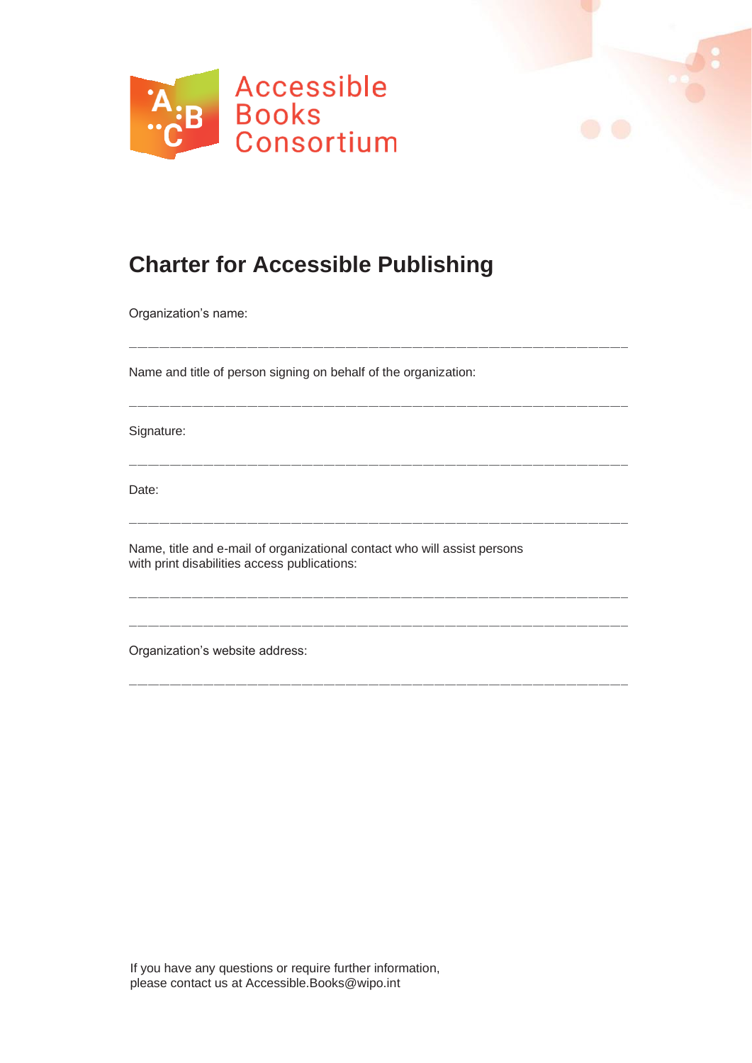Accessible Books Consortium

# Charter for Accessible Publishing

Organization's name:

______________________________________________________________

Name and title of person signing on behalf of the organization:

______________________________________________________________

Signature:

______________________________________________________________

Date:

______________________________________________________________

Name, title and e-mail of organizational contact who will assist persons with print disabilities access publications:

______________________________________________________________

______________________________________________________________

Organization's website address:

______________________________________________________________

If you have any questions or require further information, please contact us at Accessible.Books@wipo.int